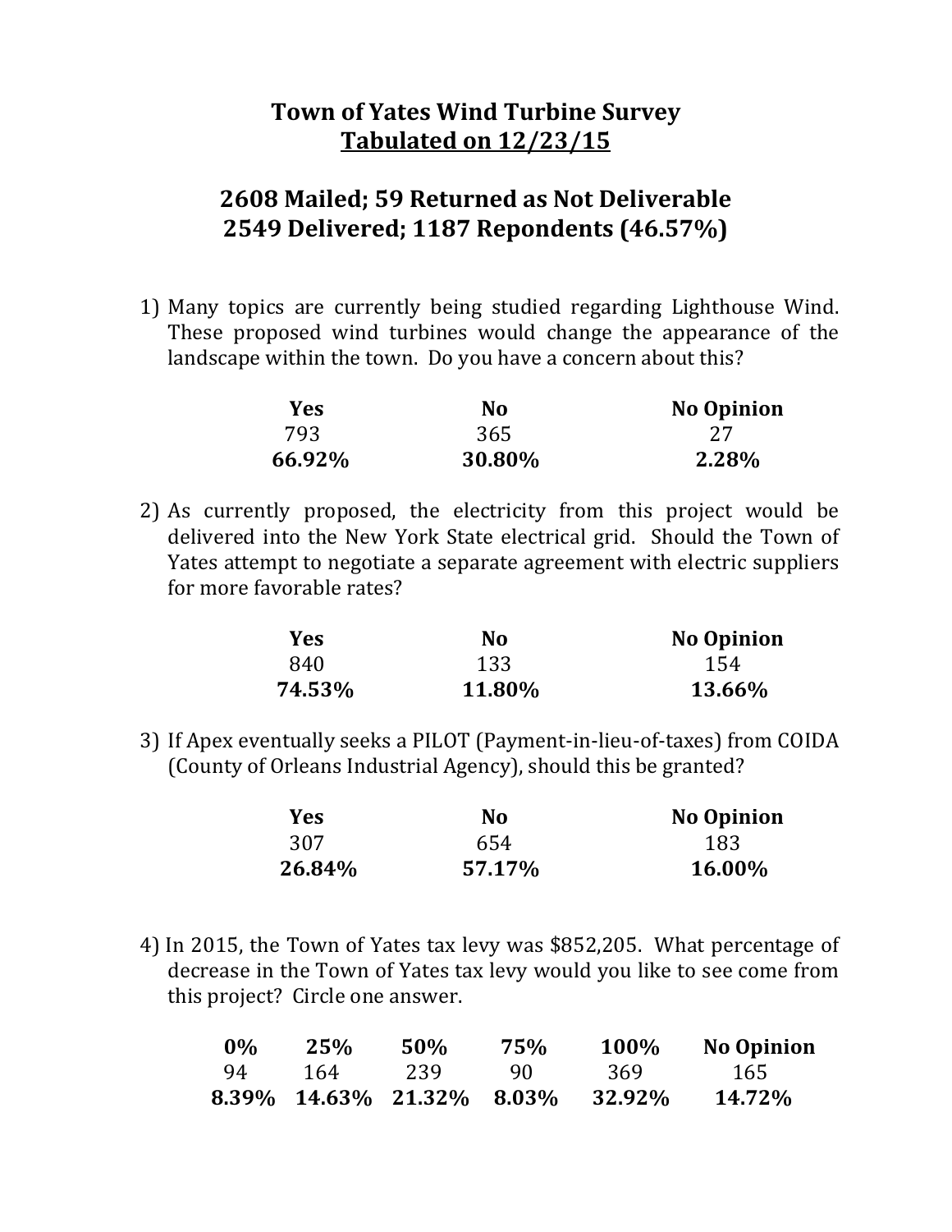# Town of Yates Wind Turbine Survey

## Tabulated on 12/23/15

## 2608 Mailed; 59 Returned as Not Deliverable
## 2549 Delivered; 1187 Repondents (46.57%)

1) Many topics are currently being studied regarding Lighthouse Wind. These proposed wind turbines would change the appearance of the landscape within the town. Do you have a concern about this?

| Yes | No | No Opinion |
|---|---|---|
| 793 | 365 | 27 |
| **66.92%** | **30.80%** | **2.28%** |

2) As currently proposed, the electricity from this project would be delivered into the New York State electrical grid. Should the Town of Yates attempt to negotiate a separate agreement with electric suppliers for more favorable rates?

| Yes | No | No Opinion |
|---|---|---|
| 840 | 133 | 154 |
| **74.53%** | **11.80%** | **13.66%** |

3) If Apex eventually seeks a PILOT (Payment-in-lieu-of-taxes) from COIDA (County of Orleans Industrial Agency), should this be granted?

| Yes | No | No Opinion |
|---|---|---|
| 307 | 654 | 183 |
| **26.84%** | **57.17%** | **16.00%** |

4) In 2015, the Town of Yates tax levy was $852,205. What percentage of decrease in the Town of Yates tax levy would you like to see come from this project? Circle one answer.

| 0% | 25% | 50% | 75% | 100% | No Opinion |
|---|---|---|---|---|---|
| 94 | 164 | 239 | 90 | 369 | 165 |
| **8.39%** | **14.63%** | **21.32%** | **8.03%** | **32.92%** | **14.72%** |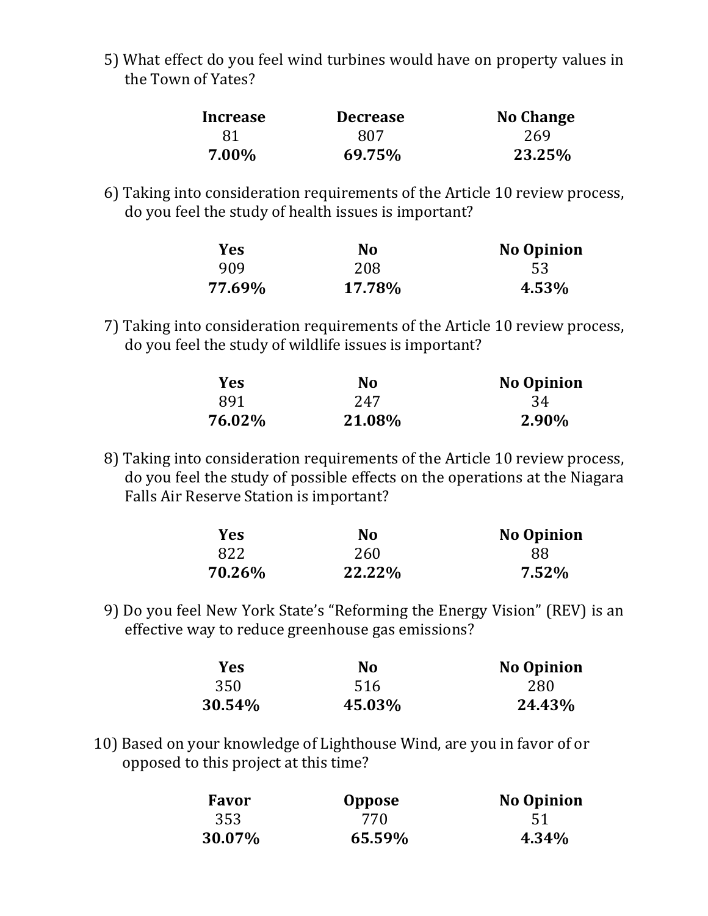5) What effect do you feel wind turbines would have on property values in the Town of Yates?

| **Increase** | **Decrease** | **No Change** |
|---|---|---|
| 81 | 807 | 269 |
| **7.00%** | **69.75%** | **23.25%** |

6) Taking into consideration requirements of the Article 10 review process, do you feel the study of health issues is important?

| **Yes** | **No** | **No Opinion** |
|---|---|---|
| 909 | 208 | 53 |
| **77.69%** | **17.78%** | **4.53%** |

7) Taking into consideration requirements of the Article 10 review process, do you feel the study of wildlife issues is important?

| **Yes** | **No** | **No Opinion** |
|---|---|---|
| 891 | 247 | 34 |
| **76.02%** | **21.08%** | **2.90%** |

8) Taking into consideration requirements of the Article 10 review process, do you feel the study of possible effects on the operations at the Niagara Falls Air Reserve Station is important?

| **Yes** | **No** | **No Opinion** |
|---|---|---|
| 822 | 260 | 88 |
| **70.26%** | **22.22%** | **7.52%** |

9) Do you feel New York State's "Reforming the Energy Vision" (REV) is an effective way to reduce greenhouse gas emissions?

| **Yes** | **No** | **No Opinion** |
|---|---|---|
| 350 | 516 | 280 |
| **30.54%** | **45.03%** | **24.43%** |

10) Based on your knowledge of Lighthouse Wind, are you in favor of or opposed to this project at this time?

| **Favor** | **Oppose** | **No Opinion** |
|---|---|---|
| 353 | 770 | 51 |
| **30.07%** | **65.59%** | **4.34%** |